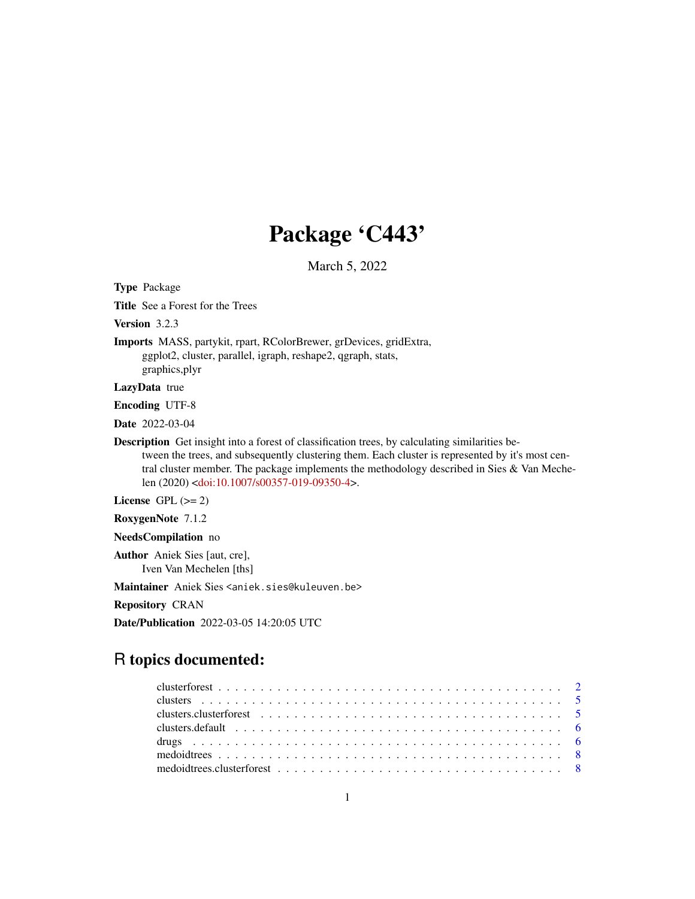# Package 'C443'

March 5, 2022

**Type** Package

**Title** See a Forest for the Trees

**Version** 3.2.3

**Imports** MASS, partykit, rpart, RColorBrewer, grDevices, gridExtra, ggplot2, cluster, parallel, igraph, reshape2, qgraph, stats, graphics,plyr

**LazyData** true

**Encoding** UTF-8

**Date** 2022-03-04

**Description** Get insight into a forest of classification trees, by calculating similarities between the trees, and subsequently clustering them. Each cluster is represented by it's most central cluster member. The package implements the methodology described in Sies & Van Mechelen (2020) <doi:10.1007/s00357-019-09350-4>.

**License** GPL (>= 2)

**RoxygenNote** 7.1.2

**NeedsCompilation** no

**Author** Aniek Sies [aut, cre], Iven Van Mechelen [ths]

**Maintainer** Aniek Sies <aniek.sies@kuleuven.be>

**Repository** CRAN

**Date/Publication** 2022-03-05 14:20:05 UTC

## R topics documented:

- clusterforest . . . . . . . . . . . . . . . . . . . . . . . . . . . . . . . . . . . . . . . . 2
- clusters . . . . . . . . . . . . . . . . . . . . . . . . . . . . . . . . . . . . . . . . . . 5
- clusters.clusterforest . . . . . . . . . . . . . . . . . . . . . . . . . . . . . . . . . . . 5
- clusters.default . . . . . . . . . . . . . . . . . . . . . . . . . . . . . . . . . . . . . . 6
- drugs . . . . . . . . . . . . . . . . . . . . . . . . . . . . . . . . . . . . . . . . . . . 6
- medoidtrees . . . . . . . . . . . . . . . . . . . . . . . . . . . . . . . . . . . . . . . . 8
- medoidtrees.clusterforest . . . . . . . . . . . . . . . . . . . . . . . . . . . . . . . . 8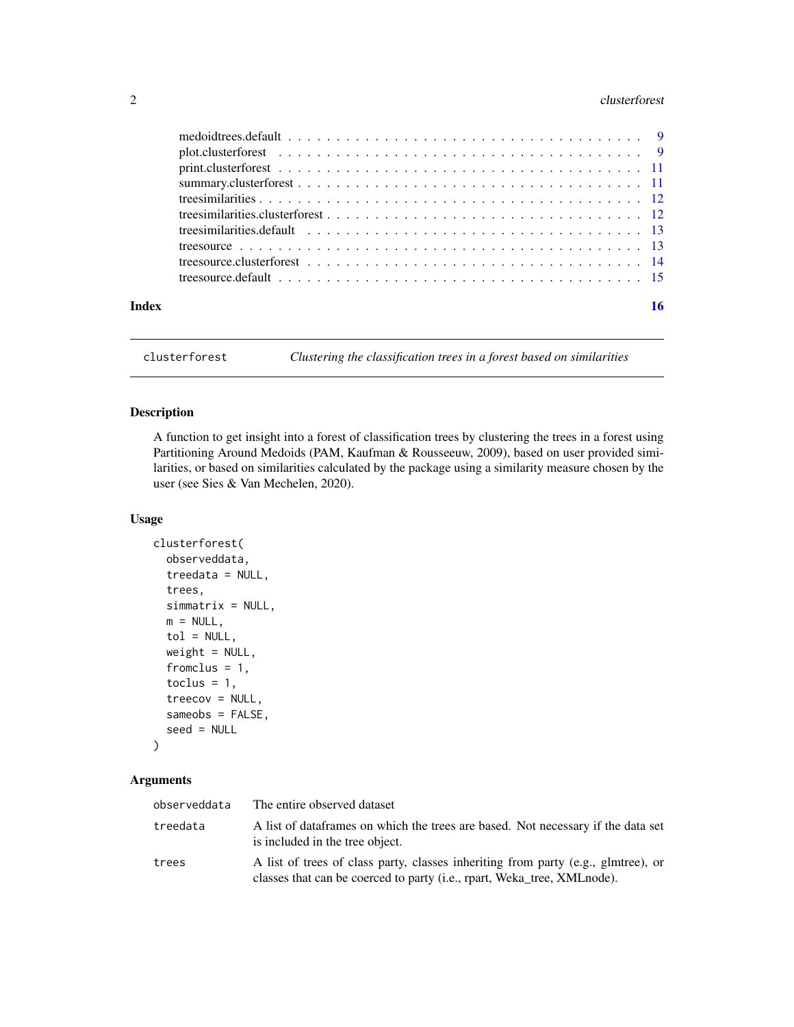medoidtrees.default . . . . . . . . . . . . . . . . . . . . . . . . . . . . . . . . . . . . 9
plot.clusterforest . . . . . . . . . . . . . . . . . . . . . . . . . . . . . . . . . . . . 9
print.clusterforest . . . . . . . . . . . . . . . . . . . . . . . . . . . . . . . . . . . . 11
summary.clusterforest . . . . . . . . . . . . . . . . . . . . . . . . . . . . . . . . . . . 11
treesimilarities . . . . . . . . . . . . . . . . . . . . . . . . . . . . . . . . . . . . . 12
treesimilarities.clusterforest . . . . . . . . . . . . . . . . . . . . . . . . . . . . . . . 12
treesimilarities.default . . . . . . . . . . . . . . . . . . . . . . . . . . . . . . . . . 13
treesource . . . . . . . . . . . . . . . . . . . . . . . . . . . . . . . . . . . . . . . . 13
treesource.clusterforest . . . . . . . . . . . . . . . . . . . . . . . . . . . . . . . . . 14
treesource.default . . . . . . . . . . . . . . . . . . . . . . . . . . . . . . . . . . . . 15

**Index** **16**

---

`clusterforest` *Clustering the classification trees in a forest based on similarities*

---

## Description

A function to get insight into a forest of classification trees by clustering the trees in a forest using Partitioning Around Medoids (PAM, Kaufman & Rousseeuw, 2009), based on user provided similarities, or based on similarities calculated by the package using a similarity measure chosen by the user (see Sies & Van Mechelen, 2020).

## Usage

```
clusterforest(
  observeddata,
  treedata = NULL,
  trees,
  simmatrix = NULL,
  m = NULL,
  tol = NULL,
  weight = NULL,
  fromclus = 1,
  toclus = 1,
  treecov = NULL,
  sameobs = FALSE,
  seed = NULL
)
```

## Arguments

| | |
|---|---|
| observeddata | The entire observed dataset |
| treedata | A list of dataframes on which the trees are based. Not necessary if the data set is included in the tree object. |
| trees | A list of trees of class party, classes inheriting from party (e.g., glmtree), or classes that can be coerced to party (i.e., rpart, Weka_tree, XMLnode). |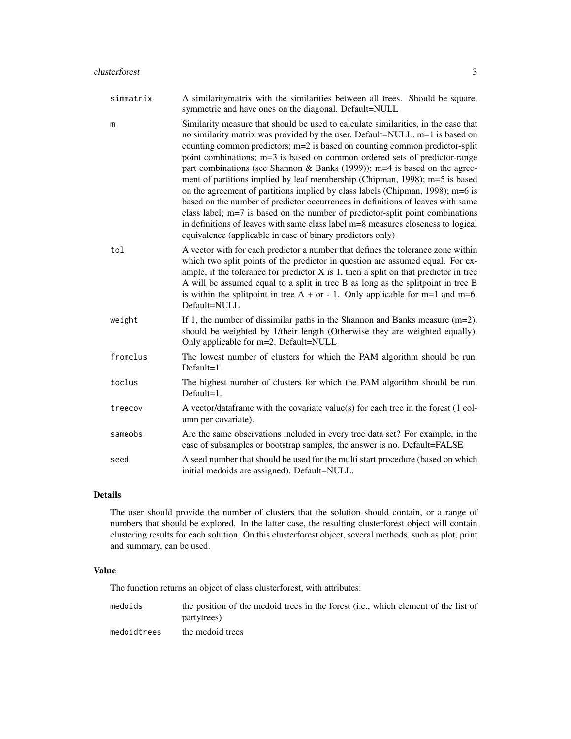| | |
|---|---|
| `simmatrix` | A similaritymatrix with the similarities between all trees. Should be square, symmetric and have ones on the diagonal. Default=NULL |
| `m` | Similarity measure that should be used to calculate similarities, in the case that no similarity matrix was provided by the user. Default=NULL. m=1 is based on counting common predictors; m=2 is based on counting common predictor-split point combinations; m=3 is based on common ordered sets of predictor-range part combinations (see Shannon & Banks (1999)); m=4 is based on the agreement of partitions implied by leaf membership (Chipman, 1998); m=5 is based on the agreement of partitions implied by class labels (Chipman, 1998); m=6 is based on the number of predictor occurrences in definitions of leaves with same class label; m=7 is based on the number of predictor-split point combinations in definitions of leaves with same class label m=8 measures closeness to logical equivalence (applicable in case of binary predictors only) |
| `tol` | A vector with for each predictor a number that defines the tolerance zone within which two split points of the predictor in question are assumed equal. For example, if the tolerance for predictor X is 1, then a split on that predictor in tree A will be assumed equal to a split in tree B as long as the splitpoint in tree B is within the splitpoint in tree A + or - 1. Only applicable for m=1 and m=6. Default=NULL |
| `weight` | If 1, the number of dissimilar paths in the Shannon and Banks measure (m=2), should be weighted by 1/their length (Otherwise they are weighted equally). Only applicable for m=2. Default=NULL |
| `fromclus` | The lowest number of clusters for which the PAM algorithm should be run. Default=1. |
| `toclus` | The highest number of clusters for which the PAM algorithm should be run. Default=1. |
| `treecov` | A vector/dataframe with the covariate value(s) for each tree in the forest (1 column per covariate). |
| `sameobs` | Are the same observations included in every tree data set? For example, in the case of subsamples or bootstrap samples, the answer is no. Default=FALSE |
| `seed` | A seed number that should be used for the multi start procedure (based on which initial medoids are assigned). Default=NULL. |

## Details

The user should provide the number of clusters that the solution should contain, or a range of numbers that should be explored. In the latter case, the resulting clusterforest object will contain clustering results for each solution. On this clusterforest object, several methods, such as plot, print and summary, can be used.

## Value

The function returns an object of class clusterforest, with attributes:

| | |
|---|---|
| `medoids` | the position of the medoid trees in the forest (i.e., which element of the list of partytrees) |
| `medoidtrees` | the medoid trees |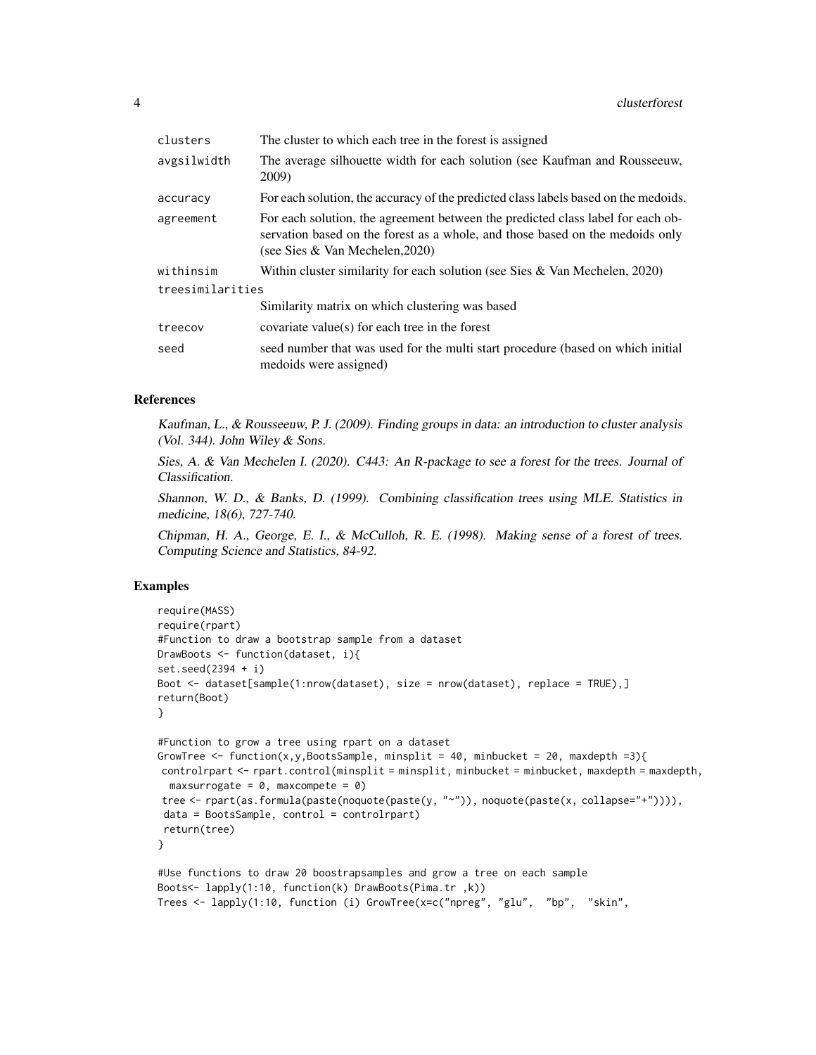| | |
|---|---|
| clusters | The cluster to which each tree in the forest is assigned |
| avgsilwidth | The average silhouette width for each solution (see Kaufman and Rousseeuw, 2009) |
| accuracy | For each solution, the accuracy of the predicted class labels based on the medoids. |
| agreement | For each solution, the agreement between the predicted class label for each observation based on the forest as a whole, and those based on the medoids only (see Sies & Van Mechelen,2020) |
| withinsim | Within cluster similarity for each solution (see Sies & Van Mechelen, 2020) |
| treesimilarities | Similarity matrix on which clustering was based |
| treecov | covariate value(s) for each tree in the forest |
| seed | seed number that was used for the multi start procedure (based on which initial medoids were assigned) |

## References

*Kaufman, L., & Rousseeuw, P. J. (2009). Finding groups in data: an introduction to cluster analysis (Vol. 344). John Wiley & Sons.*

*Sies, A. & Van Mechelen I. (2020). C443: An R-package to see a forest for the trees. Journal of Classification.*

*Shannon, W. D., & Banks, D. (1999). Combining classification trees using MLE. Statistics in medicine, 18(6), 727-740.*

*Chipman, H. A., George, E. I., & McCulloh, R. E. (1998). Making sense of a forest of trees. Computing Science and Statistics, 84-92.*

## Examples

```
require(MASS)
require(rpart)
#Function to draw a bootstrap sample from a dataset
DrawBoots <- function(dataset, i){
set.seed(2394 + i)
Boot <- dataset[sample(1:nrow(dataset), size = nrow(dataset), replace = TRUE),]
return(Boot)
}

#Function to grow a tree using rpart on a dataset
GrowTree <- function(x,y,BootsSample, minsplit = 40, minbucket = 20, maxdepth =3){
 controlrpart <- rpart.control(minsplit = minsplit, minbucket = minbucket, maxdepth = maxdepth,
  maxsurrogate = 0, maxcompete = 0)
 tree <- rpart(as.formula(paste(noquote(paste(y, "~")), noquote(paste(x, collapse="+")))),
 data = BootsSample, control = controlrpart)
 return(tree)
}

#Use functions to draw 20 boostrapsamples and grow a tree on each sample
Boots<- lapply(1:10, function(k) DrawBoots(Pima.tr ,k))
Trees <- lapply(1:10, function (i) GrowTree(x=c("npreg", "glu",  "bp",  "skin",
```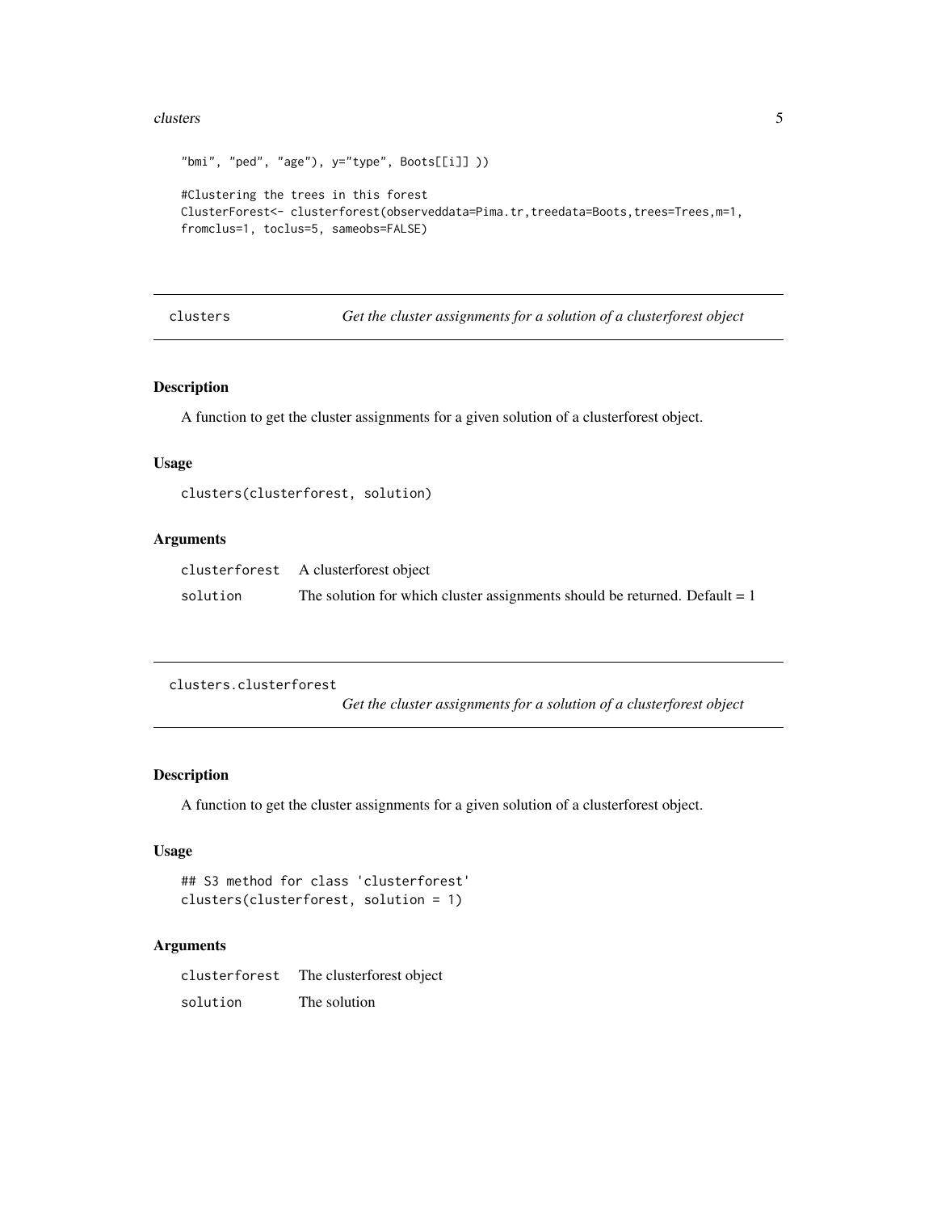```
"bmi", "ped", "age"), y="type", Boots[[i]] ))

#Clustering the trees in this forest
ClusterForest<- clusterforest(observeddata=Pima.tr,treedata=Boots,trees=Trees,m=1,
fromclus=1, toclus=5, sameobs=FALSE)
```

---

## clusters — *Get the cluster assignments for a solution of a clusterforest object*

---

### Description

A function to get the cluster assignments for a given solution of a clusterforest object.

### Usage

```
clusters(clusterforest, solution)
```

### Arguments

| | |
|---|---|
| `clusterforest` | A clusterforest object |
| `solution` | The solution for which cluster assignments should be returned. Default = 1 |

---

## clusters.clusterforest — *Get the cluster assignments for a solution of a clusterforest object*

---

### Description

A function to get the cluster assignments for a given solution of a clusterforest object.

### Usage

```
## S3 method for class 'clusterforest'
clusters(clusterforest, solution = 1)
```

### Arguments

| | |
|---|---|
| `clusterforest` | The clusterforest object |
| `solution` | The solution |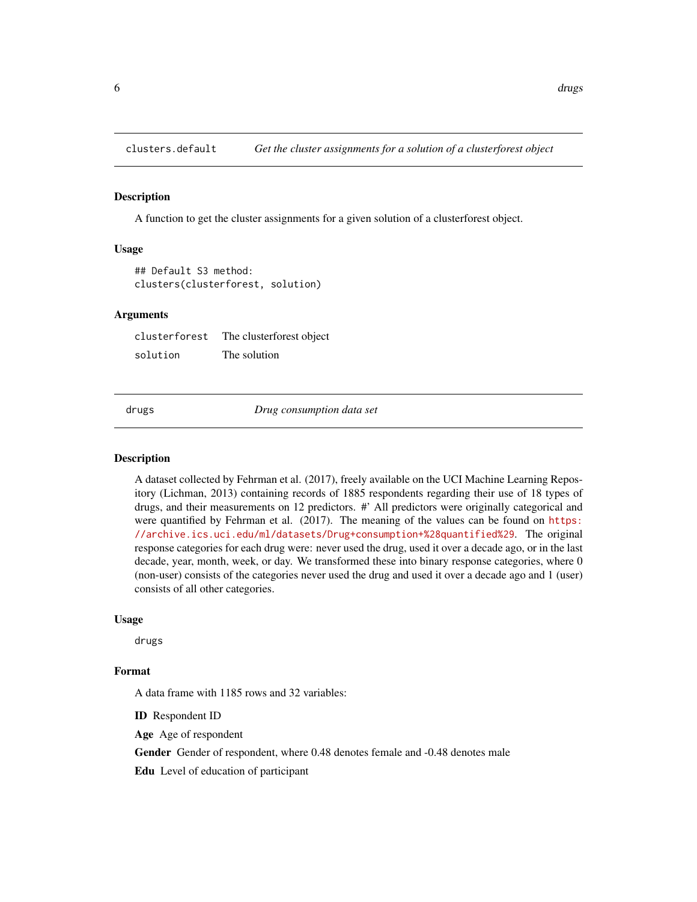## clusters.default — *Get the cluster assignments for a solution of a clusterforest object*

### Description

A function to get the cluster assignments for a given solution of a clusterforest object.

### Usage

```
## Default S3 method:
clusters(clusterforest, solution)
```

### Arguments

| | |
|---|---|
| `clusterforest` | The clusterforest object |
| `solution` | The solution |

## drugs — *Drug consumption data set*

### Description

A dataset collected by Fehrman et al. (2017), freely available on the UCI Machine Learning Repository (Lichman, 2013) containing records of 1885 respondents regarding their use of 18 types of drugs, and their measurements on 12 predictors. #' All predictors were originally categorical and were quantified by Fehrman et al. (2017). The meaning of the values can be found on https://archive.ics.uci.edu/ml/datasets/Drug+consumption+%28quantified%29. The original response categories for each drug were: never used the drug, used it over a decade ago, or in the last decade, year, month, week, or day. We transformed these into binary response categories, where 0 (non-user) consists of the categories never used the drug and used it over a decade ago and 1 (user) consists of all other categories.

### Usage

```
drugs
```

### Format

A data frame with 1185 rows and 32 variables:

**ID** Respondent ID

**Age** Age of respondent

**Gender** Gender of respondent, where 0.48 denotes female and -0.48 denotes male

**Edu** Level of education of participant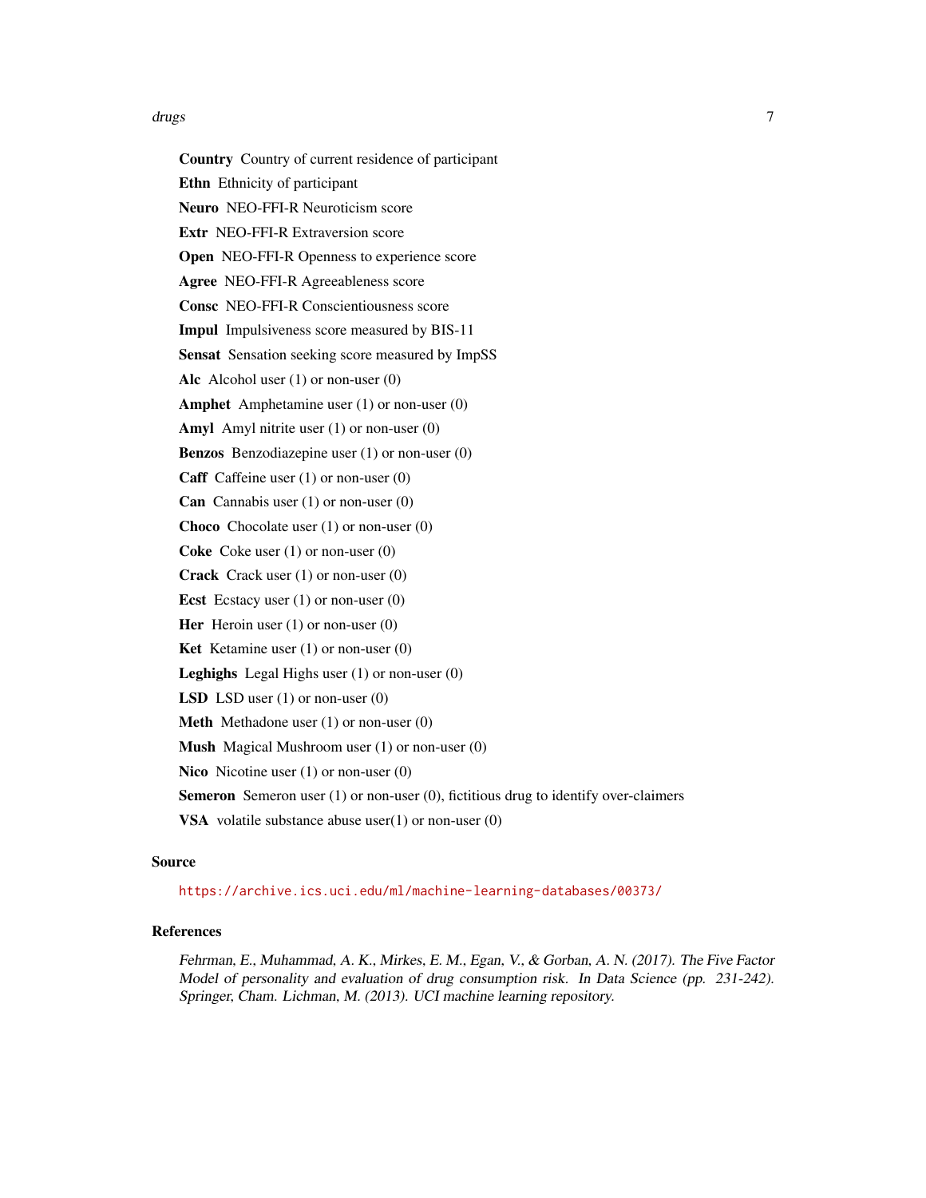**Country** Country of current residence of participant

**Ethn** Ethnicity of participant

**Neuro** NEO-FFI-R Neuroticism score

**Extr** NEO-FFI-R Extraversion score

**Open** NEO-FFI-R Openness to experience score

**Agree** NEO-FFI-R Agreeableness score

**Consc** NEO-FFI-R Conscientiousness score

**Impul** Impulsiveness score measured by BIS-11

**Sensat** Sensation seeking score measured by ImpSS

**Alc** Alcohol user (1) or non-user (0)

**Amphet** Amphetamine user (1) or non-user (0)

**Amyl** Amyl nitrite user (1) or non-user (0)

**Benzos** Benzodiazepine user (1) or non-user (0)

**Caff** Caffeine user (1) or non-user (0)

**Can** Cannabis user (1) or non-user (0)

**Choco** Chocolate user (1) or non-user (0)

**Coke** Coke user (1) or non-user (0)

**Crack** Crack user (1) or non-user (0)

**Ecst** Ecstacy user (1) or non-user (0)

**Her** Heroin user (1) or non-user (0)

**Ket** Ketamine user (1) or non-user (0)

**Leghighs** Legal Highs user (1) or non-user (0)

**LSD** LSD user (1) or non-user (0)

**Meth** Methadone user (1) or non-user (0)

**Mush** Magical Mushroom user (1) or non-user (0)

**Nico** Nicotine user (1) or non-user (0)

**Semeron** Semeron user (1) or non-user (0), fictitious drug to identify over-claimers

**VSA** volatile substance abuse user(1) or non-user (0)

## Source

https://archive.ics.uci.edu/ml/machine-learning-databases/00373/

## References

*Fehrman, E., Muhammad, A. K., Mirkes, E. M., Egan, V., & Gorban, A. N. (2017). The Five Factor Model of personality and evaluation of drug consumption risk. In Data Science (pp. 231-242). Springer, Cham. Lichman, M. (2013). UCI machine learning repository.*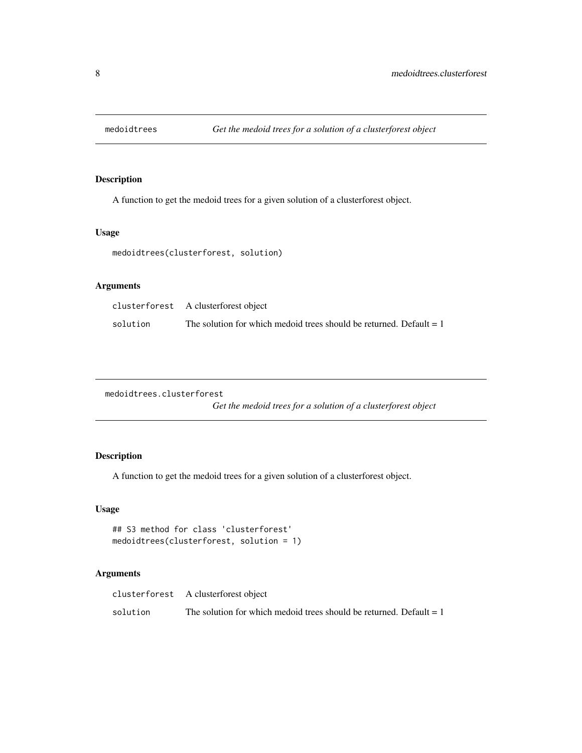## medoidtrees — *Get the medoid trees for a solution of a clusterforest object*

### Description

A function to get the medoid trees for a given solution of a clusterforest object.

### Usage

```
medoidtrees(clusterforest, solution)
```

### Arguments

| | |
|---|---|
| clusterforest | A clusterforest object |
| solution | The solution for which medoid trees should be returned. Default = 1 |

## medoidtrees.clusterforest — *Get the medoid trees for a solution of a clusterforest object*

### Description

A function to get the medoid trees for a given solution of a clusterforest object.

### Usage

```
## S3 method for class 'clusterforest'
medoidtrees(clusterforest, solution = 1)
```

### Arguments

| | |
|---|---|
| clusterforest | A clusterforest object |
| solution | The solution for which medoid trees should be returned. Default = 1 |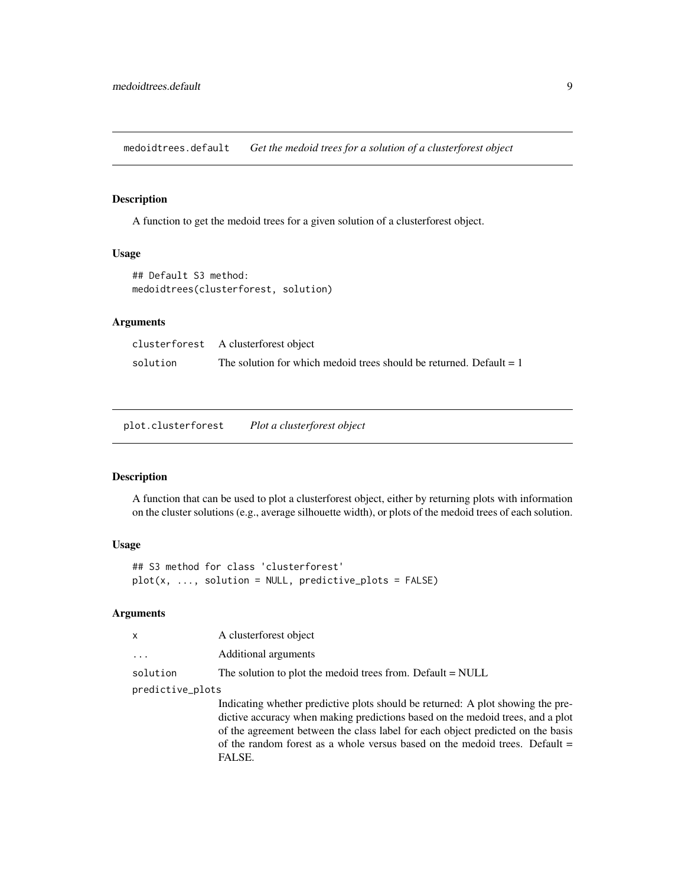## medoidtrees.default *Get the medoid trees for a solution of a clusterforest object*

### Description

A function to get the medoid trees for a given solution of a clusterforest object.

### Usage

```
## Default S3 method:
medoidtrees(clusterforest, solution)
```

### Arguments

| | |
|---|---|
| `clusterforest` | A clusterforest object |
| `solution` | The solution for which medoid trees should be returned. Default = 1 |

## plot.clusterforest *Plot a clusterforest object*

### Description

A function that can be used to plot a clusterforest object, either by returning plots with information on the cluster solutions (e.g., average silhouette width), or plots of the medoid trees of each solution.

### Usage

```
## S3 method for class 'clusterforest'
plot(x, ..., solution = NULL, predictive_plots = FALSE)
```

### Arguments

| | |
|---|---|
| `x` | A clusterforest object |
| `...` | Additional arguments |
| `solution` | The solution to plot the medoid trees from. Default = NULL |
| `predictive_plots` | Indicating whether predictive plots should be returned: A plot showing the predictive accuracy when making predictions based on the medoid trees, and a plot of the agreement between the class label for each object predicted on the basis of the random forest as a whole versus based on the medoid trees. Default = FALSE. |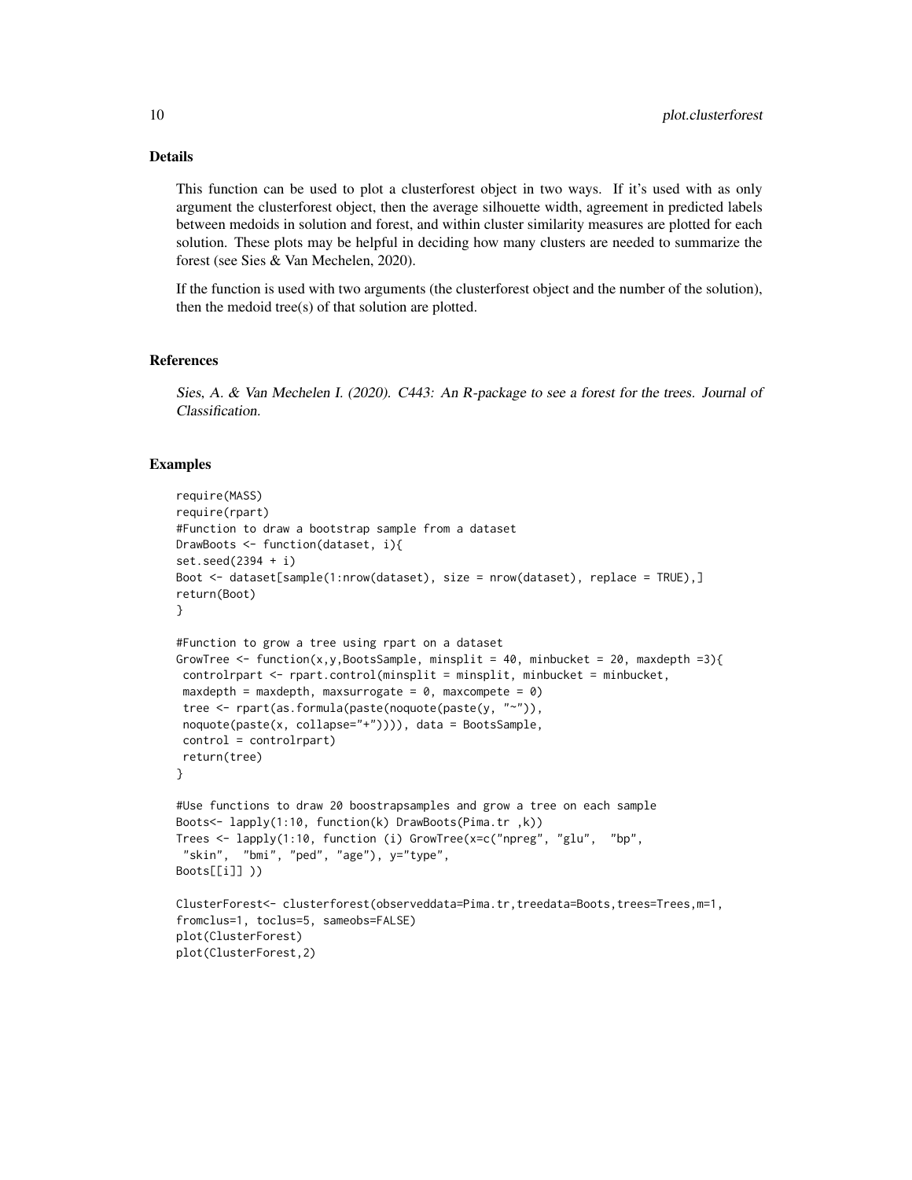## Details

This function can be used to plot a clusterforest object in two ways. If it's used with as only argument the clusterforest object, then the average silhouette width, agreement in predicted labels between medoids in solution and forest, and within cluster similarity measures are plotted for each solution. These plots may be helpful in deciding how many clusters are needed to summarize the forest (see Sies & Van Mechelen, 2020).

If the function is used with two arguments (the clusterforest object and the number of the solution), then the medoid tree(s) of that solution are plotted.

## References

*Sies, A. & Van Mechelen I. (2020). C443: An R-package to see a forest for the trees. Journal of Classification.*

## Examples

```
require(MASS)
require(rpart)
#Function to draw a bootstrap sample from a dataset
DrawBoots <- function(dataset, i){
set.seed(2394 + i)
Boot <- dataset[sample(1:nrow(dataset), size = nrow(dataset), replace = TRUE),]
return(Boot)
}

#Function to grow a tree using rpart on a dataset
GrowTree <- function(x,y,BootsSample, minsplit = 40, minbucket = 20, maxdepth =3){
 controlrpart <- rpart.control(minsplit = minsplit, minbucket = minbucket,
 maxdepth = maxdepth, maxsurrogate = 0, maxcompete = 0)
 tree <- rpart(as.formula(paste(noquote(paste(y, "~")),
 noquote(paste(x, collapse="+")))), data = BootsSample,
 control = controlrpart)
 return(tree)
}

#Use functions to draw 20 boostrapsamples and grow a tree on each sample
Boots<- lapply(1:10, function(k) DrawBoots(Pima.tr ,k))
Trees <- lapply(1:10, function (i) GrowTree(x=c("npreg", "glu",  "bp",
 "skin",  "bmi", "ped", "age"), y="type",
Boots[[i]] ))

ClusterForest<- clusterforest(observeddata=Pima.tr,treedata=Boots,trees=Trees,m=1,
fromclus=1, toclus=5, sameobs=FALSE)
plot(ClusterForest)
plot(ClusterForest,2)
```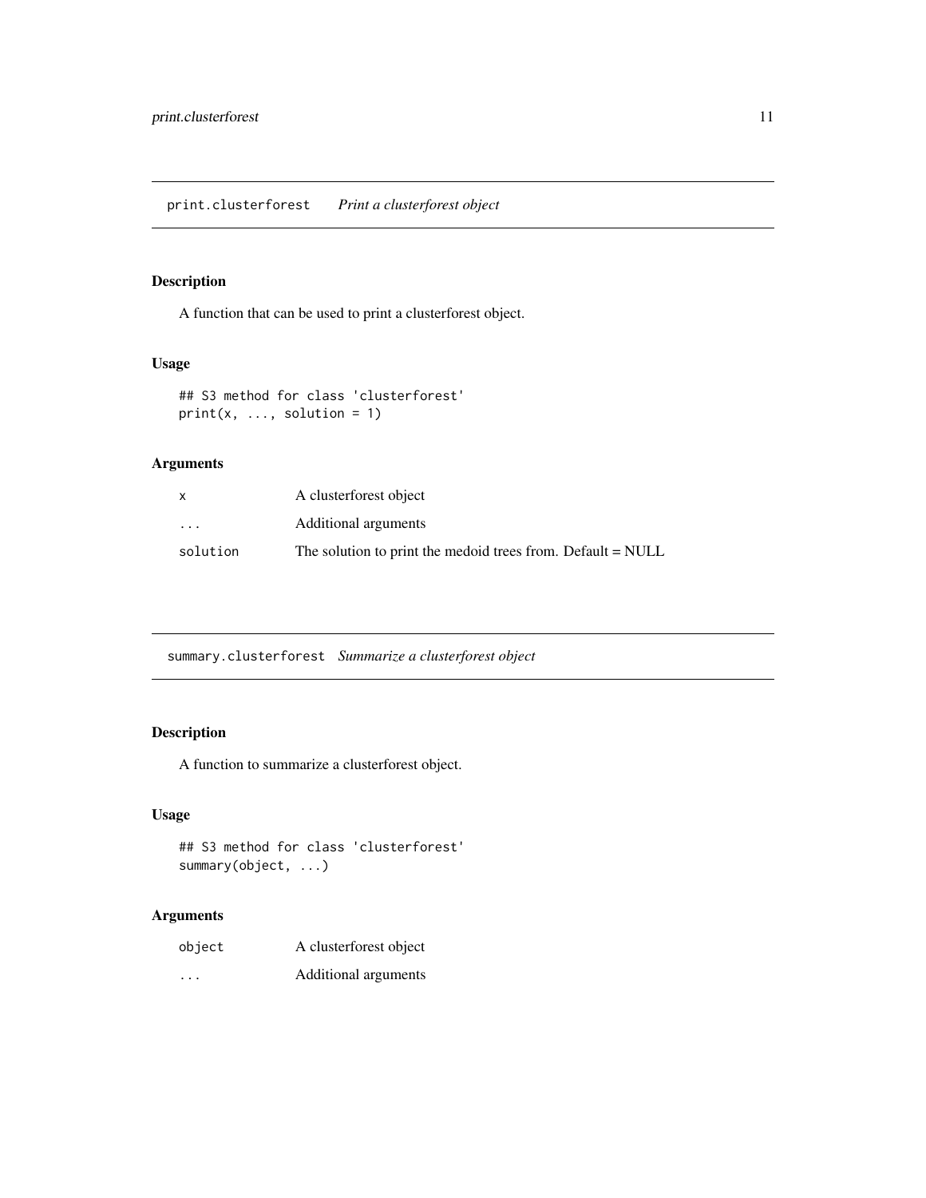## print.clusterforest *Print a clusterforest object*

### Description

A function that can be used to print a clusterforest object.

### Usage

```
## S3 method for class 'clusterforest'
print(x, ..., solution = 1)
```

### Arguments

| | |
|---|---|
| `x` | A clusterforest object |
| `...` | Additional arguments |
| `solution` | The solution to print the medoid trees from. Default = NULL |

## summary.clusterforest *Summarize a clusterforest object*

### Description

A function to summarize a clusterforest object.

### Usage

```
## S3 method for class 'clusterforest'
summary(object, ...)
```

### Arguments

| | |
|---|---|
| `object` | A clusterforest object |
| `...` | Additional arguments |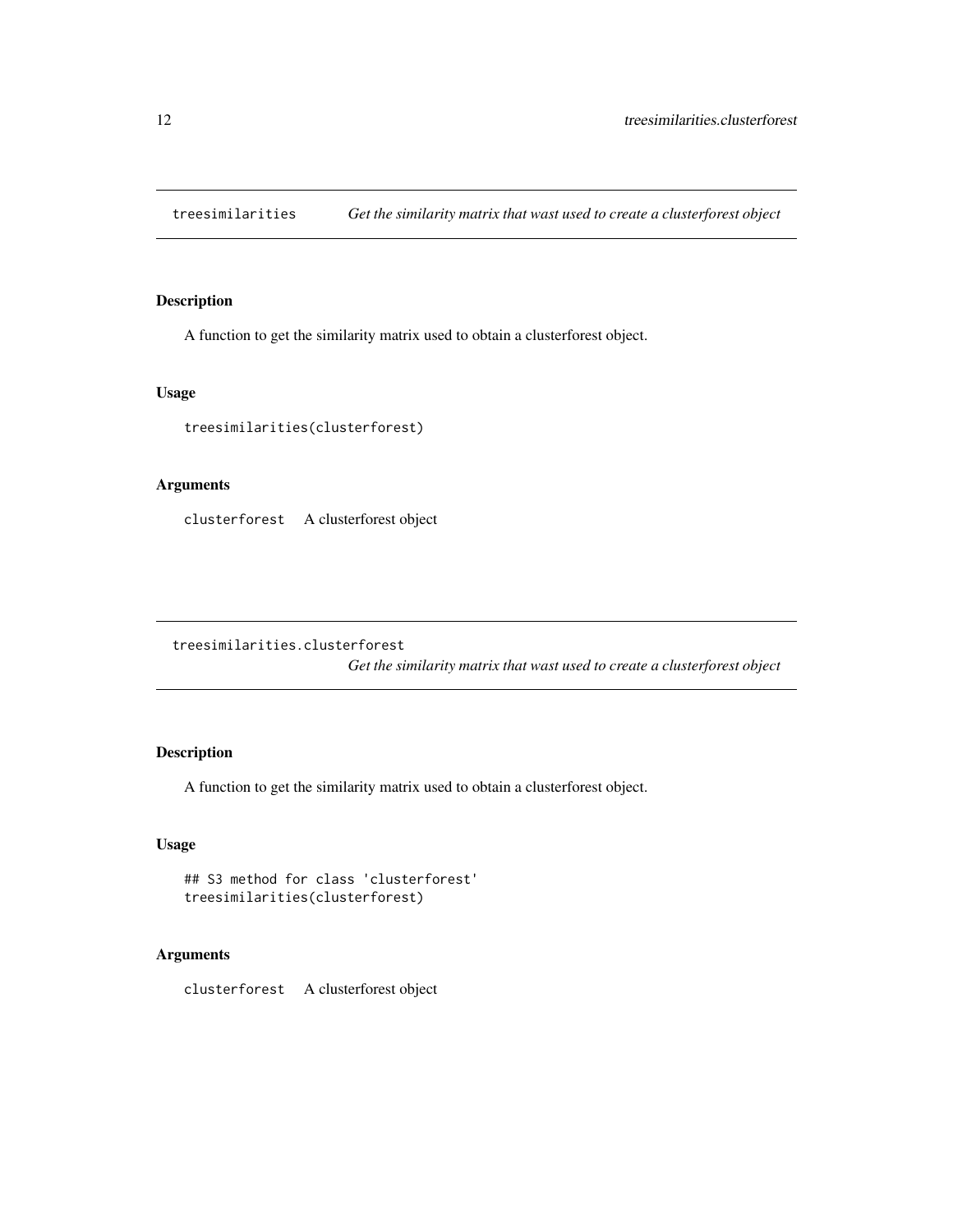## treesimilarities — *Get the similarity matrix that wast used to create a clusterforest object*

### Description

A function to get the similarity matrix used to obtain a clusterforest object.

### Usage

```
treesimilarities(clusterforest)
```

### Arguments

| | |
|---|---|
| clusterforest | A clusterforest object |

## treesimilarities.clusterforest — *Get the similarity matrix that wast used to create a clusterforest object*

### Description

A function to get the similarity matrix used to obtain a clusterforest object.

### Usage

```
## S3 method for class 'clusterforest'
treesimilarities(clusterforest)
```

### Arguments

| | |
|---|---|
| clusterforest | A clusterforest object |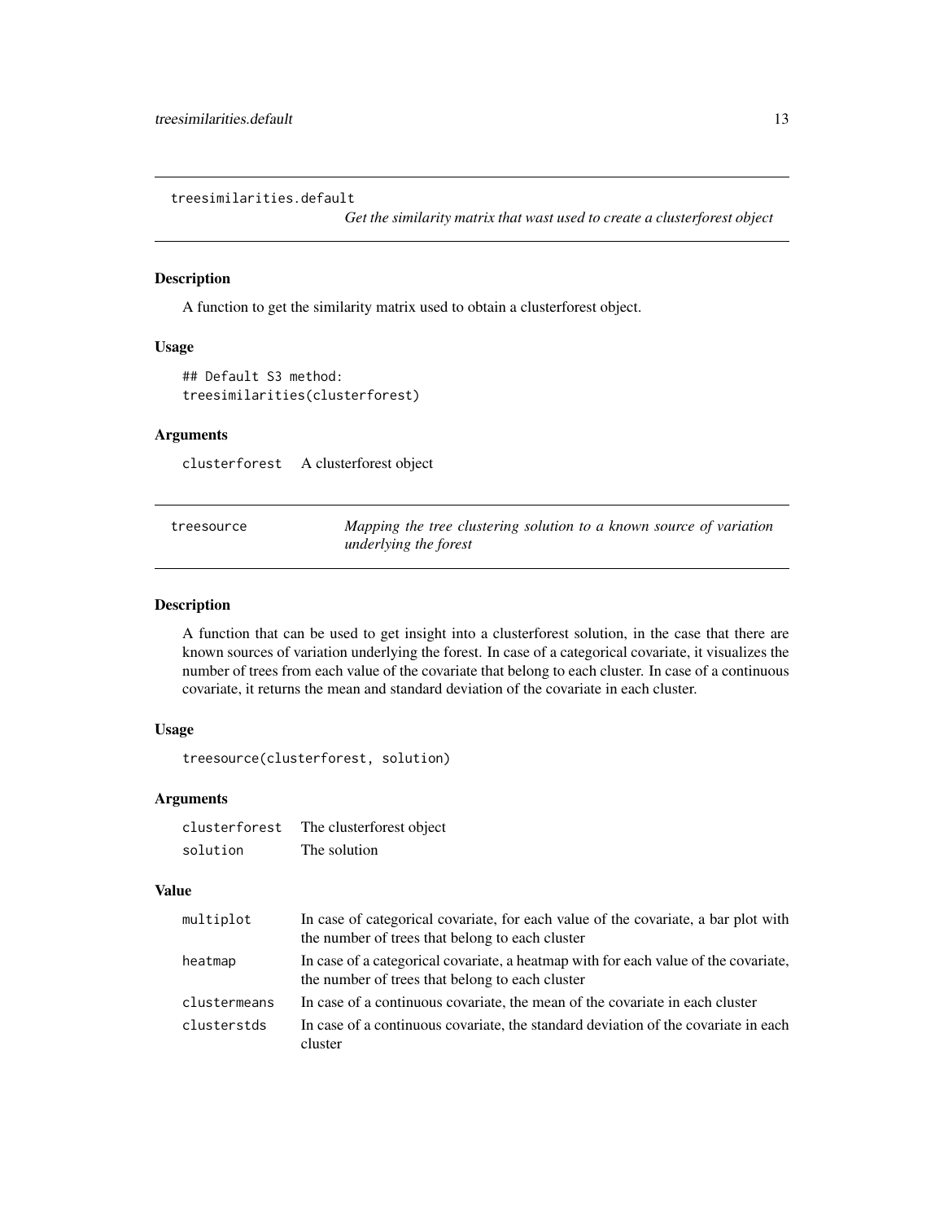## treesimilarities.default — *Get the similarity matrix that wast used to create a clusterforest object*

### Description

A function to get the similarity matrix used to obtain a clusterforest object.

### Usage

```
## Default S3 method:
treesimilarities(clusterforest)
```

### Arguments

| | |
|---|---|
| clusterforest | A clusterforest object |

## treesource — *Mapping the tree clustering solution to a known source of variation underlying the forest*

### Description

A function that can be used to get insight into a clusterforest solution, in the case that there are known sources of variation underlying the forest. In case of a categorical covariate, it visualizes the number of trees from each value of the covariate that belong to each cluster. In case of a continuous covariate, it returns the mean and standard deviation of the covariate in each cluster.

### Usage

```
treesource(clusterforest, solution)
```

### Arguments

| | |
|---|---|
| clusterforest | The clusterforest object |
| solution | The solution |

### Value

| | |
|---|---|
| multiplot | In case of categorical covariate, for each value of the covariate, a bar plot with the number of trees that belong to each cluster |
| heatmap | In case of a categorical covariate, a heatmap with for each value of the covariate, the number of trees that belong to each cluster |
| clustermeans | In case of a continuous covariate, the mean of the covariate in each cluster |
| clusterstds | In case of a continuous covariate, the standard deviation of the covariate in each cluster |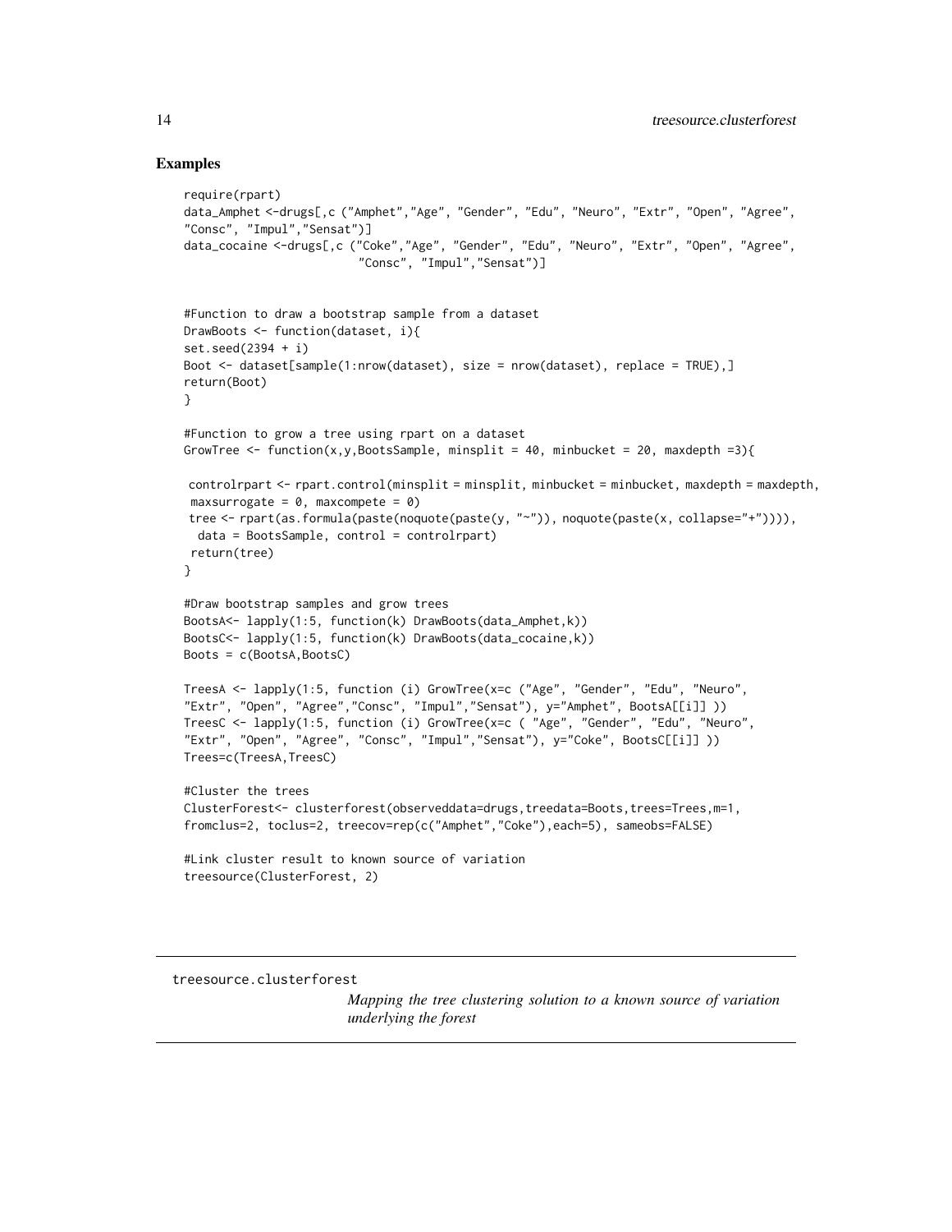## Examples

```
require(rpart)
data_Amphet <-drugs[,c ("Amphet","Age", "Gender", "Edu", "Neuro", "Extr", "Open", "Agree",
"Consc", "Impul","Sensat")]
data_cocaine <-drugs[,c ("Coke","Age", "Gender", "Edu", "Neuro", "Extr", "Open", "Agree",
                         "Consc", "Impul","Sensat")]


#Function to draw a bootstrap sample from a dataset
DrawBoots <- function(dataset, i){
set.seed(2394 + i)
Boot <- dataset[sample(1:nrow(dataset), size = nrow(dataset), replace = TRUE),]
return(Boot)
}

#Function to grow a tree using rpart on a dataset
GrowTree <- function(x,y,BootsSample, minsplit = 40, minbucket = 20, maxdepth =3){

 controlrpart <- rpart.control(minsplit = minsplit, minbucket = minbucket, maxdepth = maxdepth,
 maxsurrogate = 0, maxcompete = 0)
 tree <- rpart(as.formula(paste(noquote(paste(y, "~")), noquote(paste(x, collapse="+")))),
  data = BootsSample, control = controlrpart)
 return(tree)
}

#Draw bootstrap samples and grow trees
BootsA<- lapply(1:5, function(k) DrawBoots(data_Amphet,k))
BootsC<- lapply(1:5, function(k) DrawBoots(data_cocaine,k))
Boots = c(BootsA,BootsC)

TreesA <- lapply(1:5, function (i) GrowTree(x=c ("Age", "Gender", "Edu", "Neuro",
"Extr", "Open", "Agree","Consc", "Impul","Sensat"), y="Amphet", BootsA[[i]] ))
TreesC <- lapply(1:5, function (i) GrowTree(x=c ( "Age", "Gender", "Edu", "Neuro",
"Extr", "Open", "Agree", "Consc", "Impul","Sensat"), y="Coke", BootsC[[i]] ))
Trees=c(TreesA,TreesC)

#Cluster the trees
ClusterForest<- clusterforest(observeddata=drugs,treedata=Boots,trees=Trees,m=1,
fromclus=2, toclus=2, treecov=rep(c("Amphet","Coke"),each=5), sameobs=FALSE)

#Link cluster result to known source of variation
treesource(ClusterForest, 2)
```

---

`treesource.clusterforest` *Mapping the tree clustering solution to a known source of variation underlying the forest*

---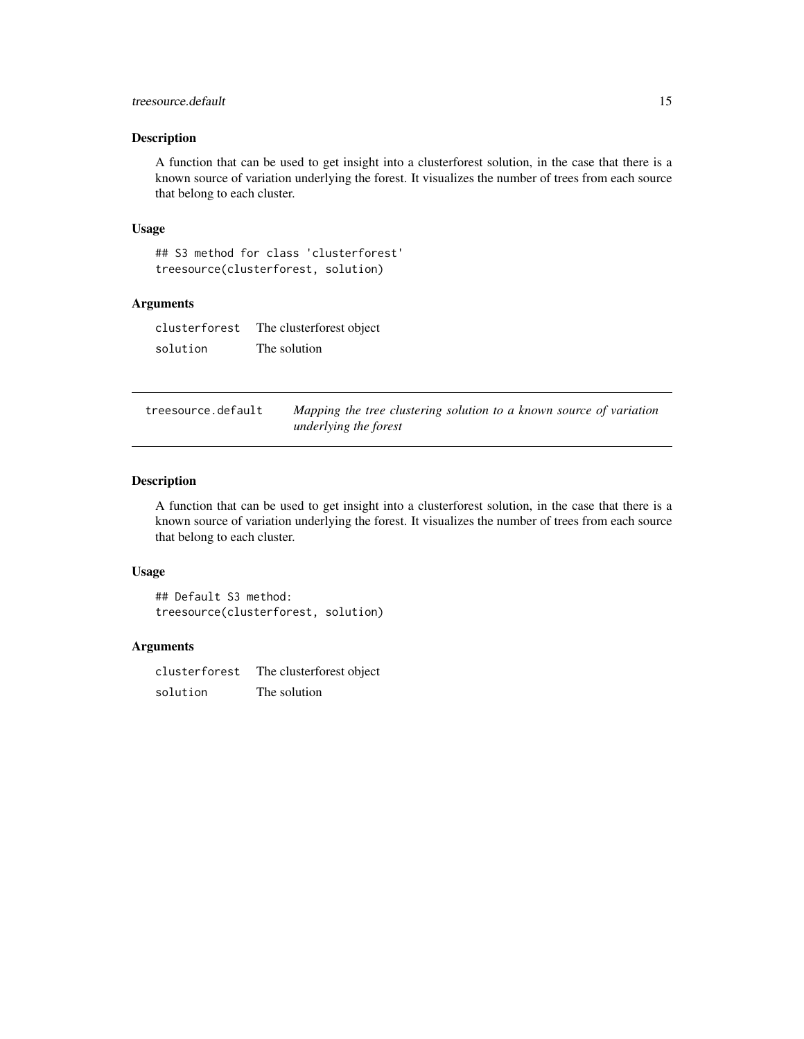## Description

A function that can be used to get insight into a clusterforest solution, in the case that there is a known source of variation underlying the forest. It visualizes the number of trees from each source that belong to each cluster.

## Usage

```
## S3 method for class 'clusterforest'
treesource(clusterforest, solution)
```

## Arguments

| | |
|---|---|
| clusterforest | The clusterforest object |
| solution | The solution |

---

# treesource.default — *Mapping the tree clustering solution to a known source of variation underlying the forest*

---

## Description

A function that can be used to get insight into a clusterforest solution, in the case that there is a known source of variation underlying the forest. It visualizes the number of trees from each source that belong to each cluster.

## Usage

```
## Default S3 method:
treesource(clusterforest, solution)
```

## Arguments

| | |
|---|---|
| clusterforest | The clusterforest object |
| solution | The solution |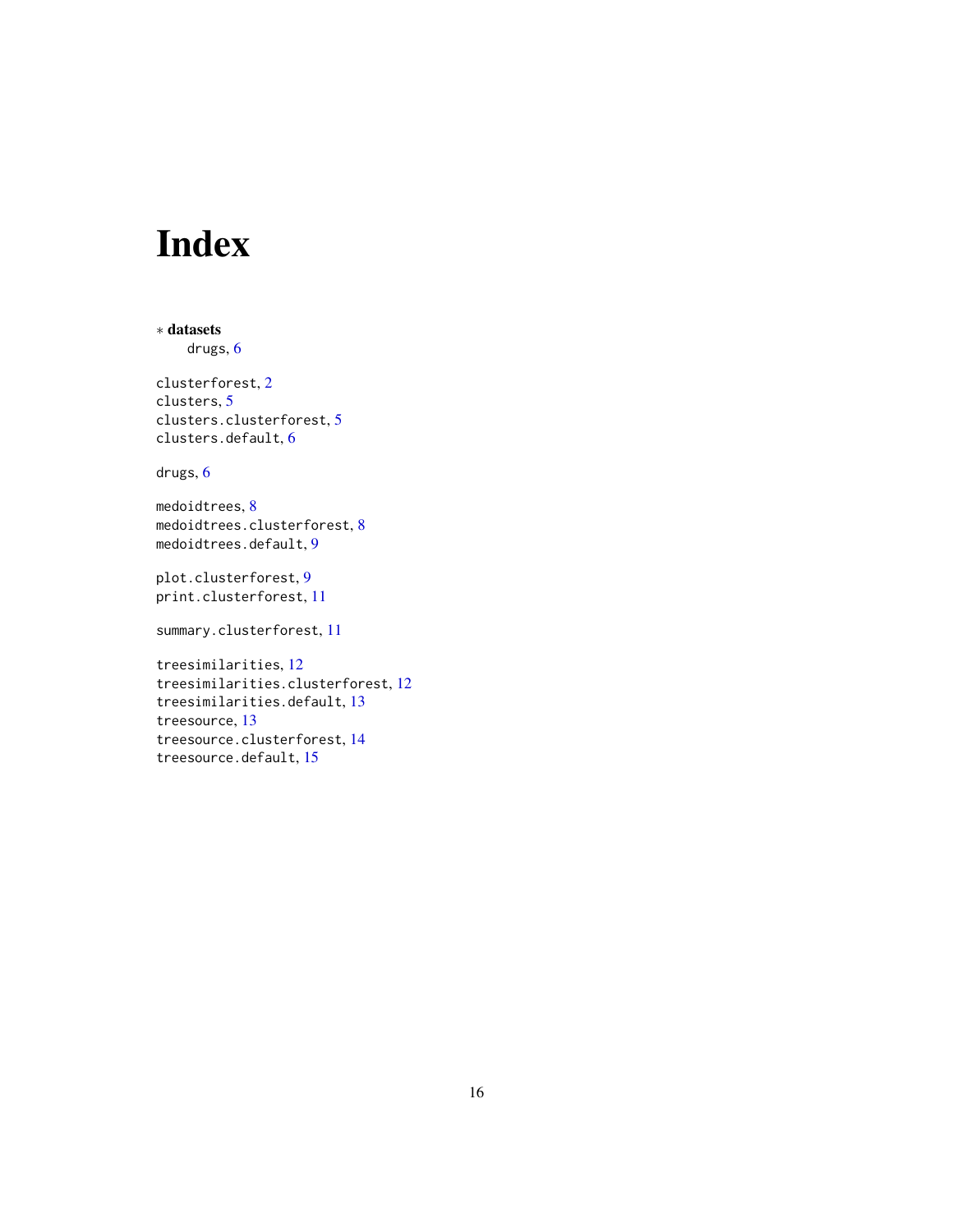# Index

∗ **datasets**
    drugs, 6

clusterforest, 2
clusters, 5
clusters.clusterforest, 5
clusters.default, 6

drugs, 6

medoidtrees, 8
medoidtrees.clusterforest, 8
medoidtrees.default, 9

plot.clusterforest, 9
print.clusterforest, 11

summary.clusterforest, 11

treesimilarities, 12
treesimilarities.clusterforest, 12
treesimilarities.default, 13
treesource, 13
treesource.clusterforest, 14
treesource.default, 15